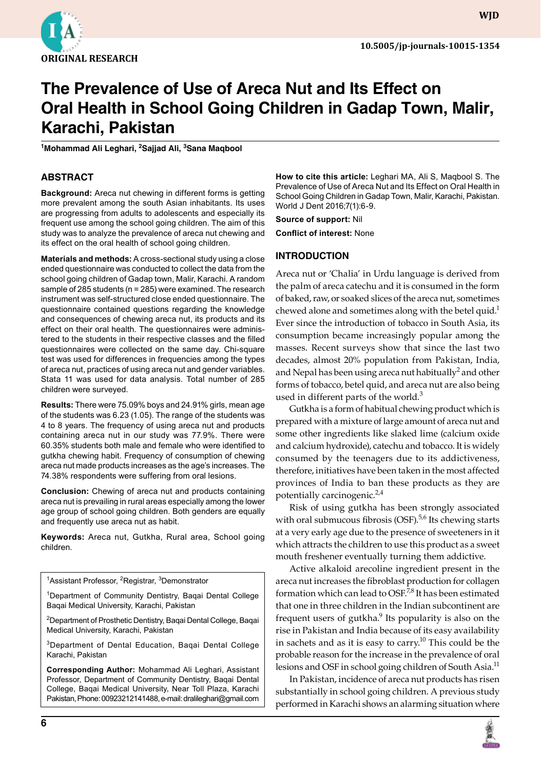ORIGINAL RESEARCH

10.5005/jp-journals-10015-1354

# The Prevalence of Use of Areca Nut and Its Effect on Oral Health in School Going Children in Gadap Town, Malir, Karachi, Pakistan

[1]Mohammad Ali Leghari, [2]Sajjad Ali, [3]Sana Maqbool

## ABSTRACT

**Background:** Areca nut chewing in different forms is getting more prevalent among the south Asian inhabitants. Its uses are progressing from adults to adolescents and especially its frequent use among the school going children. The aim of this study was to analyze the prevalence of areca nut chewing and its effect on the oral health of school going children.

**Materials and methods:** A cross-sectional study using a close ended questionnaire was conducted to collect the data from the school going children of Gadap town, Malir, Karachi. A random sample of 285 students (n = 285) were examined. The research instrument was self-structured close ended questionnaire. The questionnaire contained questions regarding the knowledge and consequences of chewing areca nut, its products and its effect on their oral health. The questionnaires were administered to the students in their respective classes and the filled questionnaires were collected on the same day. Chi-square test was used for differences in frequencies among the types of areca nut, practices of using areca nut and gender variables. Stata 11 was used for data analysis. Total number of 285 children were surveyed.

**Results:** There were 75.09% boys and 24.91% girls, mean age of the students was 6.23 (1.05). The range of the students was 4 to 8 years. The frequency of using areca nut and products containing areca nut in our study was 77.9%. There were 60.35% students both male and female who were identified to gutkha chewing habit. Frequency of consumption of chewing areca nut made products increases as the age's increases. The 74.38% respondents were suffering from oral lesions.

**Conclusion:** Chewing of areca nut and products containing areca nut is prevailing in rural areas especially among the lower age group of school going children. Both genders are equally and frequently use areca nut as habit.

**Keywords:** Areca nut, Gutkha, Rural area, School going children.

[1]Assistant Professor, [2]Registrar, [3]Demonstrator

[1]Department of Community Dentistry, Baqai Dental College Baqai Medical University, Karachi, Pakistan

[2]Department of Prosthetic Dentistry, Baqai Dental College, Baqai Medical University, Karachi, Pakistan

[3]Department of Dental Education, Baqai Dental College Karachi, Pakistan

**Corresponding Author:** Mohammad Ali Leghari, Assistant Professor, Department of Community Dentistry, Baqai Dental College, Baqai Medical University, Near Toll Plaza, Karachi Pakistan, Phone: 00923212141488, e-mail: dralileghari@gmail.com

**How to cite this article:** Leghari MA, Ali S, Maqbool S. The Prevalence of Use of Areca Nut and Its Effect on Oral Health in School Going Children in Gadap Town, Malir, Karachi, Pakistan. World J Dent 2016;7(1):6-9.

**Source of support:** Nil

**Conflict of interest:** None

## INTRODUCTION

Areca nut or 'Chalia' in Urdu language is derived from the palm of areca catechu and it is consumed in the form of baked, raw, or soaked slices of the areca nut, sometimes chewed alone and sometimes along with the betel quid.[1] Ever since the introduction of tobacco in South Asia, its consumption became increasingly popular among the masses. Recent surveys show that since the last two decades, almost 20% population from Pakistan, India, and Nepal has been using areca nut habitually[2] and other forms of tobacco, betel quid, and areca nut are also being used in different parts of the world.[3]

Gutkha is a form of habitual chewing product which is prepared with a mixture of large amount of areca nut and some other ingredients like slaked lime (calcium oxide and calcium hydroxide), catechu and tobacco. It is widely consumed by the teenagers due to its addictiveness, therefore, initiatives have been taken in the most affected provinces of India to ban these products as they are potentially carcinogenic.[2,4]

Risk of using gutkha has been strongly associated with oral submucous fibrosis (OSF).[5,6] Its chewing starts at a very early age due to the presence of sweeteners in it which attracts the children to use this product as a sweet mouth freshener eventually turning them addictive.

Active alkaloid arecoline ingredient present in the areca nut increases the fibroblast production for collagen formation which can lead to OSF.[7,8] It has been estimated that one in three children in the Indian subcontinent are frequent users of gutkha.[9] Its popularity is also on the rise in Pakistan and India because of its easy availability in sachets and as it is easy to carry.[10] This could be the probable reason for the increase in the prevalence of oral lesions and OSF in school going children of South Asia.[11]

In Pakistan, incidence of areca nut products has risen substantially in school going children. A previous study performed in Karachi shows an alarming situation where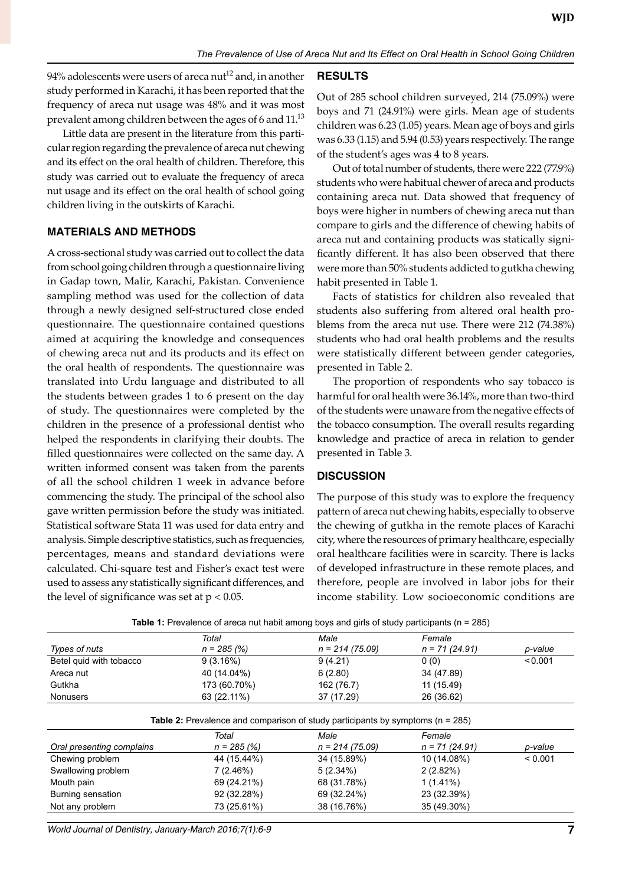94% adolescents were users of areca nut[12] and, in another study performed in Karachi, it has been reported that the frequency of areca nut usage was 48% and it was most prevalent among children between the ages of 6 and 11.[13]

Little data are present in the literature from this particular region regarding the prevalence of areca nut chewing and its effect on the oral health of children. Therefore, this study was carried out to evaluate the frequency of areca nut usage and its effect on the oral health of school going children living in the outskirts of Karachi.

## MATERIALS AND METHODS

A cross-sectional study was carried out to collect the data from school going children through a questionnaire living in Gadap town, Malir, Karachi, Pakistan. Convenience sampling method was used for the collection of data through a newly designed self-structured close ended questionnaire. The questionnaire contained questions aimed at acquiring the knowledge and consequences of chewing areca nut and its products and its effect on the oral health of respondents. The questionnaire was translated into Urdu language and distributed to all the students between grades 1 to 6 present on the day of study. The questionnaires were completed by the children in the presence of a professional dentist who helped the respondents in clarifying their doubts. The filled questionnaires were collected on the same day. A written informed consent was taken from the parents of all the school children 1 week in advance before commencing the study. The principal of the school also gave written permission before the study was initiated. Statistical software Stata 11 was used for data entry and analysis. Simple descriptive statistics, such as frequencies, percentages, means and standard deviations were calculated. Chi-square test and Fisher's exact test were used to assess any statistically significant differences, and the level of significance was set at $p < 0.05$.

## RESULTS

Out of 285 school children surveyed, 214 (75.09%) were boys and 71 (24.91%) were girls. Mean age of students children was 6.23 (1.05) years. Mean age of boys and girls was 6.33 (1.15) and 5.94 (0.53) years respectively. The range of the student's ages was 4 to 8 years.

Out of total number of students, there were 222 (77.9%) students who were habitual chewer of areca and products containing areca nut. Data showed that frequency of boys were higher in numbers of chewing areca nut than compare to girls and the difference of chewing habits of areca nut and containing products was statically significantly different. It has also been observed that there were more than 50% students addicted to gutkha chewing habit presented in Table 1.

Facts of statistics for children also revealed that students also suffering from altered oral health problems from the areca nut use. There were 212 (74.38%) students who had oral health problems and the results were statistically different between gender categories, presented in Table 2.

The proportion of respondents who say tobacco is harmful for oral health were 36.14%, more than two-third of the students were unaware from the negative effects of the tobacco consumption. The overall results regarding knowledge and practice of areca in relation to gender presented in Table 3.

## DISCUSSION

The purpose of this study was to explore the frequency pattern of areca nut chewing habits, especially to observe the chewing of gutkha in the remote places of Karachi city, where the resources of primary healthcare, especially oral healthcare facilities were in scarcity. There is lacks of developed infrastructure in these remote places, and therefore, people are involved in labor jobs for their income stability. Low socioeconomic conditions are

**Table 1:** Prevalence of areca nut habit among boys and girls of study participants (n = 285)

| *Types of nuts* | *Total n = 285 (%)* | *Male n = 214 (75.09)* | *Female n = 71 (24.91)* | *p-value* |
|---|---|---|---|---|
| Betel quid with tobacco | 9 (3.16%) | 9 (4.21) | 0 (0) | <0.001 |
| Areca nut | 40 (14.04%) | 6 (2.80) | 34 (47.89) | |
| Gutkha | 173 (60.70%) | 162 (76.7) | 11 (15.49) | |
| Nonusers | 63 (22.11%) | 37 (17.29) | 26 (36.62) | |

**Table 2:** Prevalence and comparison of study participants by symptoms (n = 285)

| *Oral presenting complains* | *Total n = 285 (%)* | *Male n = 214 (75.09)* | *Female n = 71 (24.91)* | *p-value* |
|---|---|---|---|---|
| Chewing problem | 44 (15.44%) | 34 (15.89%) | 10 (14.08%) | < 0.001 |
| Swallowing problem | 7 (2.46%) | 5 (2.34%) | 2 (2.82%) | |
| Mouth pain | 69 (24.21%) | 68 (31.78%) | 1 (1.41%) | |
| Burning sensation | 92 (32.28%) | 69 (32.24%) | 23 (32.39%) | |
| Not any problem | 73 (25.61%) | 38 (16.76%) | 35 (49.30%) | |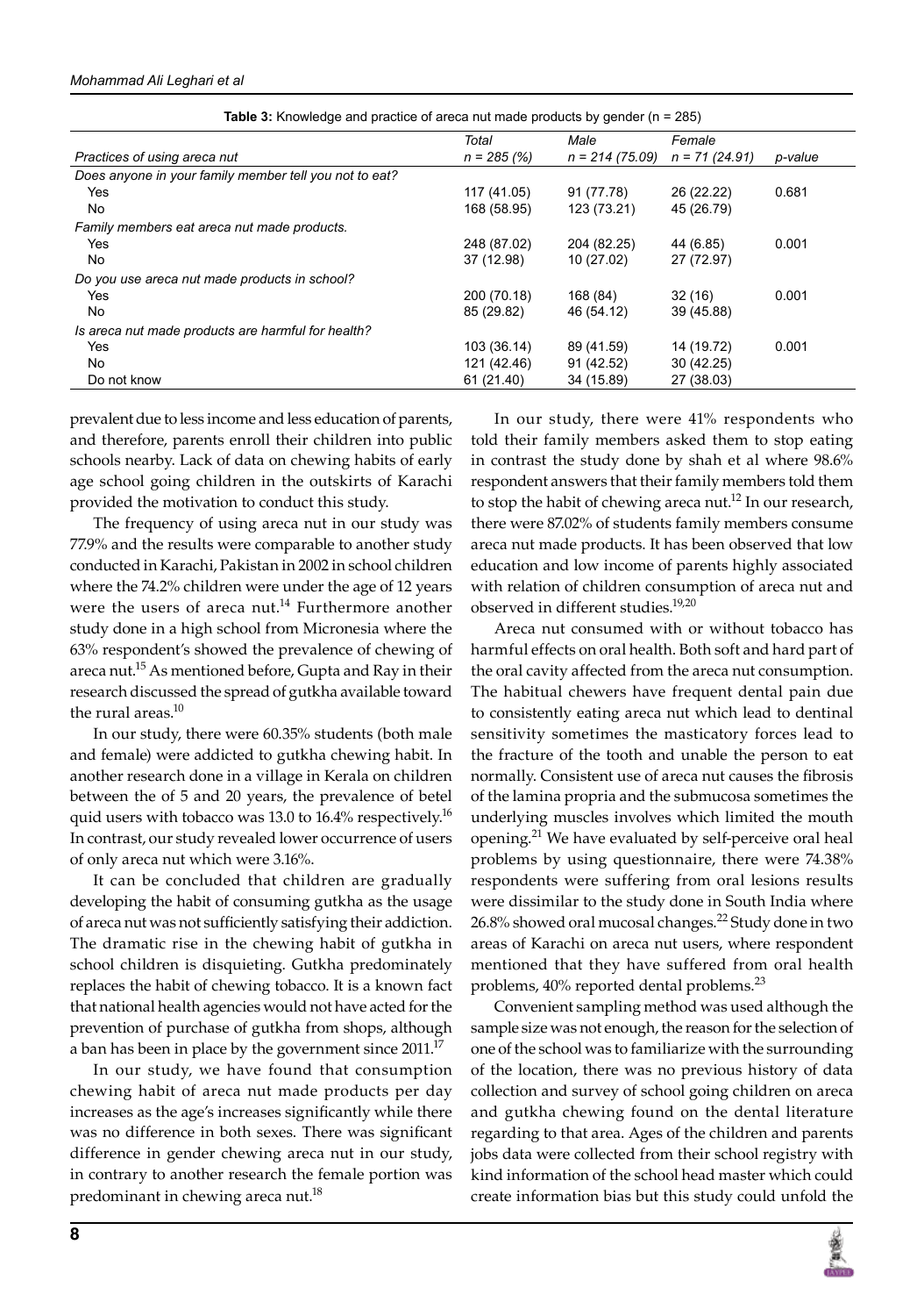**Table 3:** Knowledge and practice of areca nut made products by gender (n = 285)

| *Practices of using areca nut* | *Total* *n = 285 (%)* | *Male* *n = 214 (75.09)* | *Female* *n = 71 (24.91)* | *p-value* |
|---|---|---|---|---|
| *Does anyone in your family member tell you not to eat?* | | | | |
| Yes | 117 (41.05) | 91 (77.78) | 26 (22.22) | 0.681 |
| No | 168 (58.95) | 123 (73.21) | 45 (26.79) | |
| *Family members eat areca nut made products.* | | | | |
| Yes | 248 (87.02) | 204 (82.25) | 44 (6.85) | 0.001 |
| No | 37 (12.98) | 10 (27.02) | 27 (72.97) | |
| *Do you use areca nut made products in school?* | | | | |
| Yes | 200 (70.18) | 168 (84) | 32 (16) | 0.001 |
| No | 85 (29.82) | 46 (54.12) | 39 (45.88) | |
| *Is areca nut made products are harmful for health?* | | | | |
| Yes | 103 (36.14) | 89 (41.59) | 14 (19.72) | 0.001 |
| No | 121 (42.46) | 91 (42.52) | 30 (42.25) | |
| Do not know | 61 (21.40) | 34 (15.89) | 27 (38.03) | |

prevalent due to less income and less education of parents, and therefore, parents enroll their children into public schools nearby. Lack of data on chewing habits of early age school going children in the outskirts of Karachi provided the motivation to conduct this study.

The frequency of using areca nut in our study was 77.9% and the results were comparable to another study conducted in Karachi, Pakistan in 2002 in school children where the 74.2% children were under the age of 12 years were the users of areca nut.[14] Furthermore another study done in a high school from Micronesia where the 63% respondent's showed the prevalence of chewing of areca nut.[15] As mentioned before, Gupta and Ray in their research discussed the spread of gutkha available toward the rural areas.[10]

In our study, there were 60.35% students (both male and female) were addicted to gutkha chewing habit. In another research done in a village in Kerala on children between the of 5 and 20 years, the prevalence of betel quid users with tobacco was 13.0 to 16.4% respectively.[16] In contrast, our study revealed lower occurrence of users of only areca nut which were 3.16%.

It can be concluded that children are gradually developing the habit of consuming gutkha as the usage of areca nut was not sufficiently satisfying their addiction. The dramatic rise in the chewing habit of gutkha in school children is disquieting. Gutkha predominately replaces the habit of chewing tobacco. It is a known fact that national health agencies would not have acted for the prevention of purchase of gutkha from shops, although a ban has been in place by the government since 2011.[17]

In our study, we have found that consumption chewing habit of areca nut made products per day increases as the age's increases significantly while there was no difference in both sexes. There was significant difference in gender chewing areca nut in our study, in contrary to another research the female portion was predominant in chewing areca nut.[18]

In our study, there were 41% respondents who told their family members asked them to stop eating in contrast the study done by shah et al where 98.6% respondent answers that their family members told them to stop the habit of chewing areca nut.[12] In our research, there were 87.02% of students family members consume areca nut made products. It has been observed that low education and low income of parents highly associated with relation of children consumption of areca nut and observed in different studies.[19,20]

Areca nut consumed with or without tobacco has harmful effects on oral health. Both soft and hard part of the oral cavity affected from the areca nut consumption. The habitual chewers have frequent dental pain due to consistently eating areca nut which lead to dentinal sensitivity sometimes the masticatory forces lead to the fracture of the tooth and unable the person to eat normally. Consistent use of areca nut causes the fibrosis of the lamina propria and the submucosa sometimes the underlying muscles involves which limited the mouth opening.[21] We have evaluated by self-perceive oral heal problems by using questionnaire, there were 74.38% respondents were suffering from oral lesions results were dissimilar to the study done in South India where 26.8% showed oral mucosal changes.[22] Study done in two areas of Karachi on areca nut users, where respondent mentioned that they have suffered from oral health problems, 40% reported dental problems.[23]

Convenient sampling method was used although the sample size was not enough, the reason for the selection of one of the school was to familiarize with the surrounding of the location, there was no previous history of data collection and survey of school going children on areca and gutkha chewing found on the dental literature regarding to that area. Ages of the children and parents jobs data were collected from their school registry with kind information of the school head master which could create information bias but this study could unfold the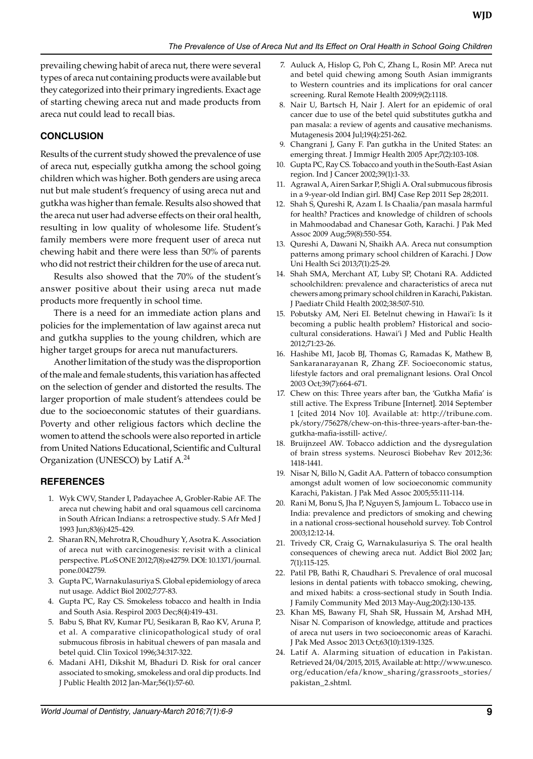prevailing chewing habit of areca nut, there were several types of areca nut containing products were available but they categorized into their primary ingredients. Exact age of starting chewing areca nut and made products from areca nut could lead to recall bias.

## CONCLUSION

Results of the current study showed the prevalence of use of areca nut, especially gutkha among the school going children which was higher. Both genders are using areca nut but male student's frequency of using areca nut and gutkha was higher than female. Results also showed that the areca nut user had adverse effects on their oral health, resulting in low quality of wholesome life. Student's family members were more frequent user of areca nut chewing habit and there were less than 50% of parents who did not restrict their children for the use of areca nut.

Results also showed that the 70% of the student's answer positive about their using areca nut made products more frequently in school time.

There is a need for an immediate action plans and policies for the implementation of law against areca nut and gutkha supplies to the young children, which are higher target groups for areca nut manufacturers.

Another limitation of the study was the disproportion of the male and female students, this variation has affected on the selection of gender and distorted the results. The larger proportion of male student's attendees could be due to the socioeconomic statutes of their guardians. Poverty and other religious factors which decline the women to attend the schools were also reported in article from United Nations Educational, Scientific and Cultural Organization (UNESCO) by Latif A.[24]

## REFERENCES

1. Wyk CWV, Stander I, Padayachee A, Grobler-Rabie AF. The areca nut chewing habit and oral squamous cell carcinoma in South African Indians: a retrospective study. S Afr Med J 1993 Jun;83(6):425-429.
2. Sharan RN, Mehrotra R, Choudhury Y, Asotra K. Association of areca nut with carcinogenesis: revisit with a clinical perspective. PLoS ONE 2012;7(8):e42759. DOI: 10.1371/journal.pone.0042759.
3. Gupta PC, Warnakulasuriya S. Global epidemiology of areca nut usage. Addict Biol 2002;7:77-83.
4. Gupta PC, Ray CS. Smokeless tobacco and health in India and South Asia. Respirol 2003 Dec;8(4):419-431.
5. Babu S, Bhat RV, Kumar PU, Sesikaran B, Rao KV, Aruna P, et al. A comparative clinicopathological study of oral submucous fibrosis in habitual chewers of pan masala and betel quid. Clin Toxicol 1996;34:317-322.
6. Madani AH1, Dikshit M, Bhaduri D. Risk for oral cancer associated to smoking, smokeless and oral dip products. Ind J Public Health 2012 Jan-Mar;56(1):57-60.
7. Auluck A, Hislop G, Poh C, Zhang L, Rosin MP. Areca nut and betel quid chewing among South Asian immigrants to Western countries and its implications for oral cancer screening. Rural Remote Health 2009;9(2):1118.
8. Nair U, Bartsch H, Nair J. Alert for an epidemic of oral cancer due to use of the betel quid substitutes gutkha and pan masala: a review of agents and causative mechanisms. Mutagenesis 2004 Jul;19(4):251-262.
9. Changrani J, Gany F. Pan gutkha in the United States: an emerging threat. J Immigr Health 2005 Apr;7(2):103-108.
10. Gupta PC, Ray CS. Tobacco and youth in the South-East Asian region. Ind J Cancer 2002;39(1):1-33.
11. Agrawal A, Airen Sarkar P, Shigli A. Oral submucous fibrosis in a 9-year-old Indian girl. BMJ Case Rep 2011 Sep 28;2011.
12. Shah S, Qureshi R, Azam I. Is Chaalia/pan masala harmful for health? Practices and knowledge of children of schools in Mahmoodabad and Chanesar Goth, Karachi. J Pak Med Assoc 2009 Aug;59(8):550-554.
13. Qureshi A, Dawani N, Shaikh AA. Areca nut consumption patterns among primary school children of Karachi. J Dow Uni Health Sci 2013;7(1):25-29.
14. Shah SMA, Merchant AT, Luby SP, Chotani RA. Addicted schoolchildren: prevalence and characteristics of areca nut chewers among primary school children in Karachi, Pakistan. J Paediatr Child Health 2002;38:507-510.
15. Pobutsky AM, Neri EI. Betelnut chewing in Hawai'i: Is it becoming a public health problem? Historical and socio-cultural considerations. Hawai'i J Med and Public Health 2012;71:23-26.
16. Hashibe M1, Jacob BJ, Thomas G, Ramadas K, Mathew B, Sankaranarayanan R, Zhang ZF. Socioeconomic status, lifestyle factors and oral premalignant lesions. Oral Oncol 2003 Oct;39(7):664-671.
17. Chew on this: Three years after ban, the 'Gutkha Mafia' is still active. The Express Tribune [Internet]. 2014 September 1 [cited 2014 Nov 10]. Available at: http://tribune.com.pk/story/756278/chew-on-this-three-years-after-ban-the-gutkha-mafia-isstill- active/.
18. Bruijnzeel AW. Tobacco addiction and the dysregulation of brain stress systems. Neurosci Biobehav Rev 2012;36: 1418-1441.
19. Nisar N, Billo N, Gadit AA. Pattern of tobacco consumption amongst adult women of low socioeconomic community Karachi, Pakistan. J Pak Med Assoc 2005;55:111-114.
20. Rani M, Bonu S, Jha P, Nguyen S, Jamjoum L. Tobacco use in India: prevalence and predictors of smoking and chewing in a national cross-sectional household survey. Tob Control 2003;12:12-14.
21. Trivedy CR, Craig G, Warnakulasuriya S. The oral health consequences of chewing areca nut. Addict Biol 2002 Jan; 7(1):115-125.
22. Patil PB, Bathi R, Chaudhari S. Prevalence of oral mucosal lesions in dental patients with tobacco smoking, chewing, and mixed habits: a cross-sectional study in South India. J Family Community Med 2013 May-Aug;20(2):130-135.
23. Khan MS, Bawany FI, Shah SR, Hussain M, Arshad MH, Nisar N. Comparison of knowledge, attitude and practices of areca nut users in two socioeconomic areas of Karachi. J Pak Med Assoc 2013 Oct;63(10):1319-1325.
24. Latif A. Alarming situation of education in Pakistan. Retrieved 24/04/2015, 2015, Available at: http://www.unesco.org/education/efa/know_sharing/grassroots_stories/pakistan_2.shtml.